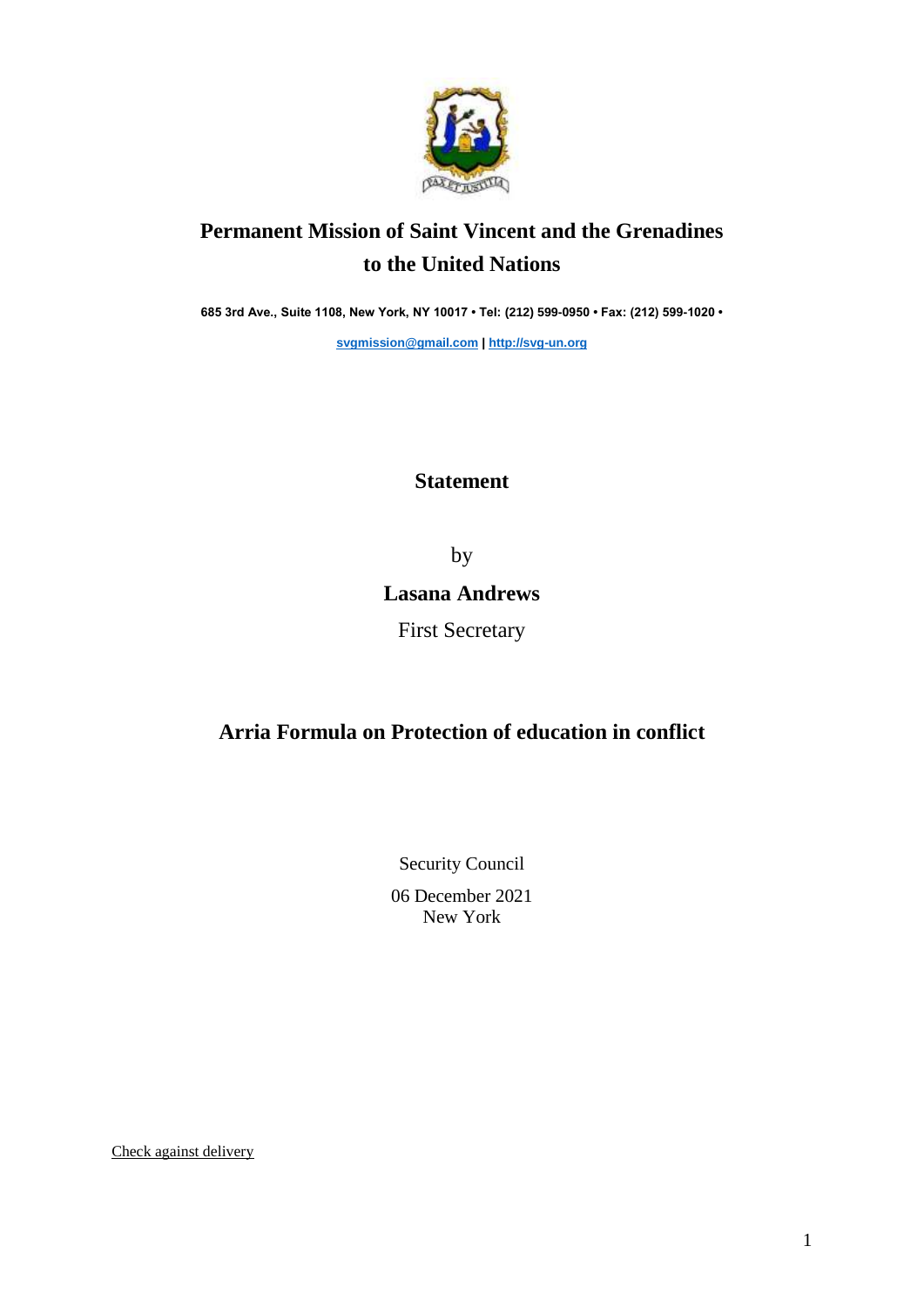# Permanent Mission of Saint Vincent and the Grenadines to the United Nations

**685 3rd Ave., Suite 1108, New York, NY 10017 • Tel: (212) 599-0950 • Fax: (212) 599-1020 •**

**svgmission@gmail.com | http://svg-un.org**

## Statement

by

**Lasana Andrews**

First Secretary

## Arria Formula on Protection of education in conflict

Security Council

06 December 2021
New York

Check against delivery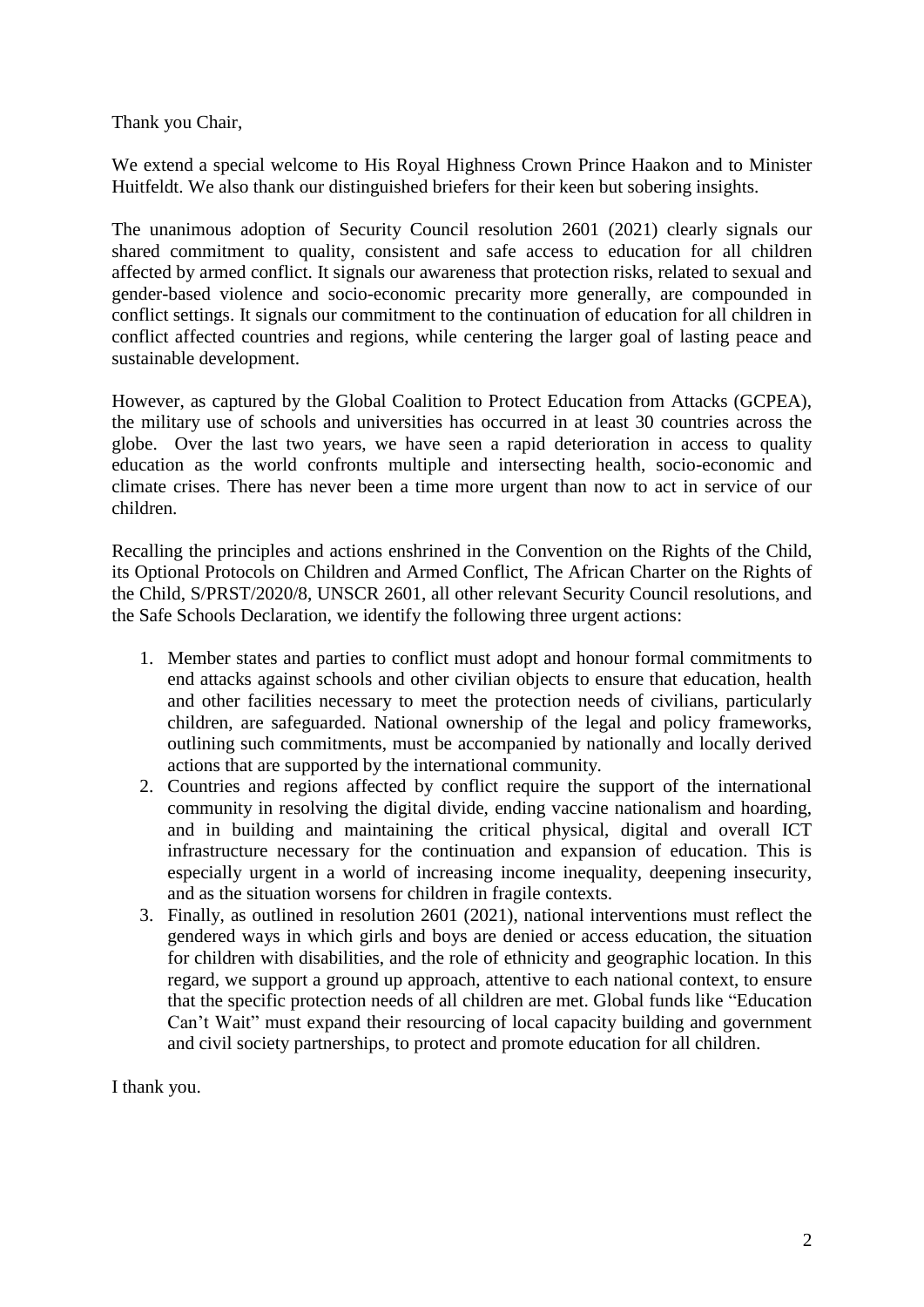Thank you Chair,

We extend a special welcome to His Royal Highness Crown Prince Haakon and to Minister Huitfeldt. We also thank our distinguished briefers for their keen but sobering insights.

The unanimous adoption of Security Council resolution 2601 (2021) clearly signals our shared commitment to quality, consistent and safe access to education for all children affected by armed conflict. It signals our awareness that protection risks, related to sexual and gender-based violence and socio-economic precarity more generally, are compounded in conflict settings. It signals our commitment to the continuation of education for all children in conflict affected countries and regions, while centering the larger goal of lasting peace and sustainable development.

However, as captured by the Global Coalition to Protect Education from Attacks (GCPEA), the military use of schools and universities has occurred in at least 30 countries across the globe. Over the last two years, we have seen a rapid deterioration in access to quality education as the world confronts multiple and intersecting health, socio-economic and climate crises. There has never been a time more urgent than now to act in service of our children.

Recalling the principles and actions enshrined in the Convention on the Rights of the Child, its Optional Protocols on Children and Armed Conflict, The African Charter on the Rights of the Child, S/PRST/2020/8, UNSCR 2601, all other relevant Security Council resolutions, and the Safe Schools Declaration, we identify the following three urgent actions:

1. Member states and parties to conflict must adopt and honour formal commitments to end attacks against schools and other civilian objects to ensure that education, health and other facilities necessary to meet the protection needs of civilians, particularly children, are safeguarded. National ownership of the legal and policy frameworks, outlining such commitments, must be accompanied by nationally and locally derived actions that are supported by the international community.
2. Countries and regions affected by conflict require the support of the international community in resolving the digital divide, ending vaccine nationalism and hoarding, and in building and maintaining the critical physical, digital and overall ICT infrastructure necessary for the continuation and expansion of education. This is especially urgent in a world of increasing income inequality, deepening insecurity, and as the situation worsens for children in fragile contexts.
3. Finally, as outlined in resolution 2601 (2021), national interventions must reflect the gendered ways in which girls and boys are denied or access education, the situation for children with disabilities, and the role of ethnicity and geographic location. In this regard, we support a ground up approach, attentive to each national context, to ensure that the specific protection needs of all children are met. Global funds like "Education Can't Wait" must expand their resourcing of local capacity building and government and civil society partnerships, to protect and promote education for all children.

I thank you.